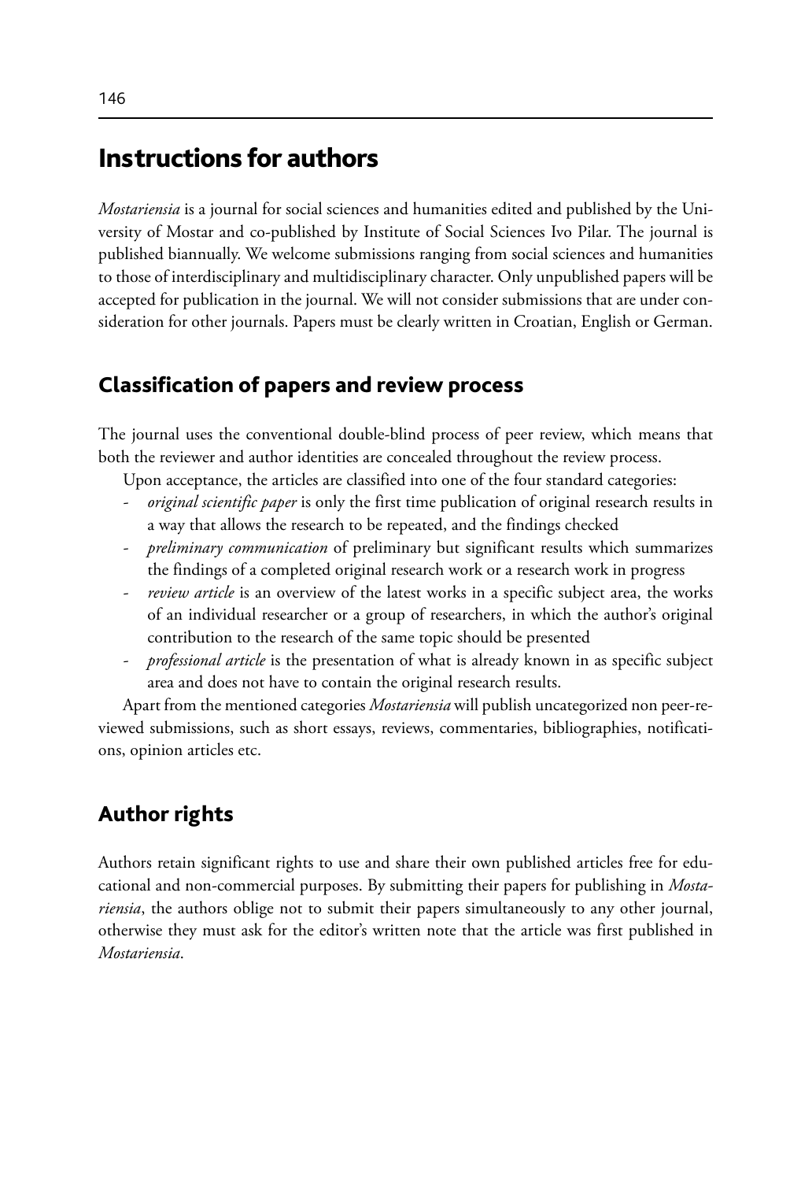# Instructions for authors

*Mostariensia* is a journal for social sciences and humanities edited and published by the University of Mostar and co-published by Institute of Social Sciences Ivo Pilar. The journal is published biannually. We welcome submissions ranging from social sciences and humanities to those of interdisciplinary and multidisciplinary character. Only unpublished papers will be accepted for publication in the journal. We will not consider submissions that are under consideration for other journals. Papers must be clearly written in Croatian, English or German.

## Classification of papers and review process

The journal uses the conventional double-blind process of peer review, which means that both the reviewer and author identities are concealed throughout the review process.

Upon acceptance, the articles are classified into one of the four standard categories:

- *original scientific paper* is only the first time publication of original research results in a way that allows the research to be repeated, and the findings checked
- *preliminary communication* of preliminary but significant results which summarizes the findings of a completed original research work or a research work in progress
- *review article* is an overview of the latest works in a specific subject area, the works of an individual researcher or a group of researchers, in which the author's original contribution to the research of the same topic should be presented
- *professional article* is the presentation of what is already known in as specific subject area and does not have to contain the original research results.

Apart from the mentioned categories *Mostariensia* will publish uncategorized non peer-reviewed submissions, such as short essays, reviews, commentaries, bibliographies, notifications, opinion articles etc.

## Author rights

Authors retain significant rights to use and share their own published articles free for educational and non-commercial purposes. By submitting their papers for publishing in *Mostariensia*, the authors oblige not to submit their papers simultaneously to any other journal, otherwise they must ask for the editor's written note that the article was first published in *Mostariensia*.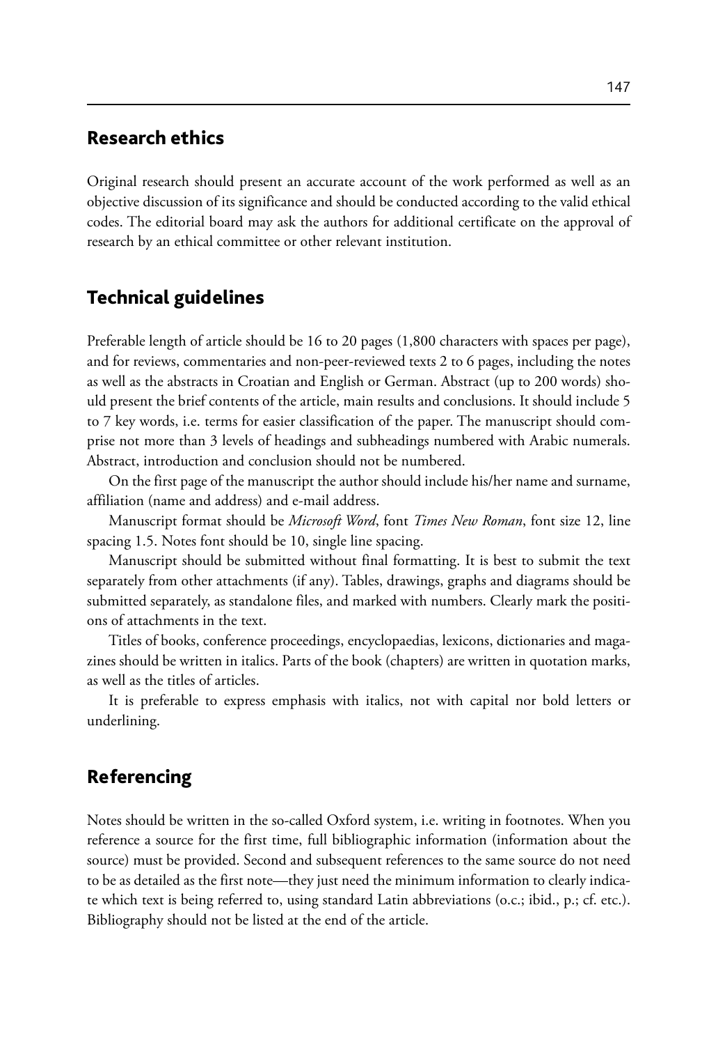## Research ethics

Original research should present an accurate account of the work performed as well as an objective discussion of its significance and should be conducted according to the valid ethical codes. The editorial board may ask the authors for additional certificate on the approval of research by an ethical committee or other relevant institution.

## Technical guidelines

Preferable length of article should be 16 to 20 pages (1,800 characters with spaces per page), and for reviews, commentaries and non-peer-reviewed texts 2 to 6 pages, including the notes as well as the abstracts in Croatian and English or German. Abstract (up to 200 words) should present the brief contents of the article, main results and conclusions. It should include 5 to 7 key words, i.e. terms for easier classification of the paper. The manuscript should comprise not more than 3 levels of headings and subheadings numbered with Arabic numerals. Abstract, introduction and conclusion should not be numbered.

On the first page of the manuscript the author should include his/her name and surname, affiliation (name and address) and e-mail address.

Manuscript format should be *Microsoft Word*, font *Times New Roman*, font size 12, line spacing 1.5. Notes font should be 10, single line spacing.

Manuscript should be submitted without final formatting. It is best to submit the text separately from other attachments (if any). Tables, drawings, graphs and diagrams should be submitted separately, as standalone files, and marked with numbers. Clearly mark the positions of attachments in the text.

Titles of books, conference proceedings, encyclopaedias, lexicons, dictionaries and magazines should be written in italics. Parts of the book (chapters) are written in quotation marks, as well as the titles of articles.

It is preferable to express emphasis with italics, not with capital nor bold letters or underlining.

## Referencing

Notes should be written in the so-called Oxford system, i.e. writing in footnotes. When you reference a source for the first time, full bibliographic information (information about the source) must be provided. Second and subsequent references to the same source do not need to be as detailed as the first note—they just need the minimum information to clearly indicate which text is being referred to, using standard Latin abbreviations (o.c.; ibid., p.; cf. etc.). Bibliography should not be listed at the end of the article.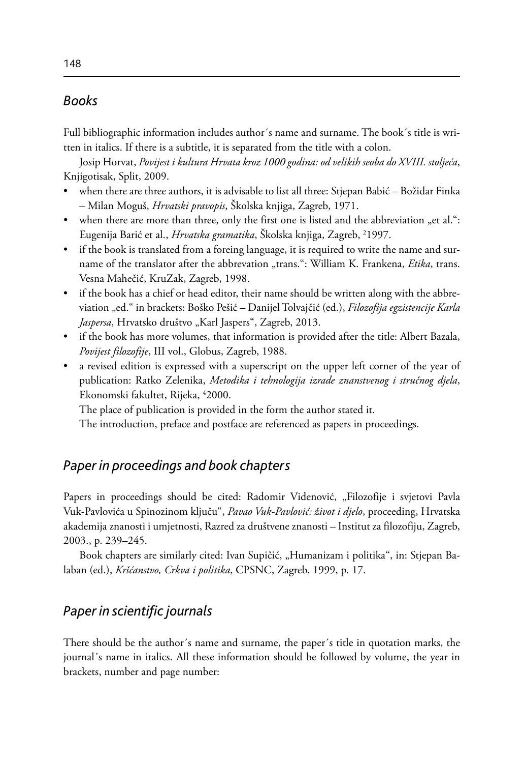## *Books*

Full bibliographic information includes author´s name and surname. The book´s title is written in italics. If there is a subtitle, it is separated from the title with a colon.

Josip Horvat, *Povijest i kultura Hrvata kroz 1000 godina: od velikih seoba do XVIII. stoljeća*, Knjigotisak, Split, 2009.

- when there are three authors, it is advisable to list all three: Stjepan Babić – Božidar Finka – Milan Moguš, *Hrvatski pravopis*, Školska knjiga, Zagreb, 1971.
- when there are more than three, only the first one is listed and the abbreviation „et al.": Eugenija Barić et al., *Hrvatska gramatika*, Školska knjiga, Zagreb, [2]1997.
- if the book is translated from a foreing language, it is required to write the name and surname of the translator after the abbrevation „trans.": William K. Frankena, *Etika*, trans. Vesna Mahečić, KruZak, Zagreb, 1998.
- if the book has a chief or head editor, their name should be written along with the abbreviation „ed." in brackets: Boško Pešić – Danijel Tolvajčić (ed.), *Filozofija egzistencije Karla Jaspersa*, Hrvatsko društvo „Karl Jaspers", Zagreb, 2013.
- if the book has more volumes, that information is provided after the title: Albert Bazala, *Povijest filozofije*, III vol., Globus, Zagreb, 1988.
- a revised edition is expressed with a superscript on the upper left corner of the year of publication: Ratko Zelenika, *Metodika i tehnologija izrade znanstvenog i stručnog djela*, Ekonomski fakultet, Rijeka, [4]2000.

The place of publication is provided in the form the author stated it.

The introduction, preface and postface are referenced as papers in proceedings.

## *Paper in proceedings and book chapters*

Papers in proceedings should be cited: Radomir Videnović, „Filozofije i svjetovi Pavla Vuk-Pavlovića u Spinozinom ključu", *Pavao Vuk-Pavlović: život i djelo*, proceeding, Hrvatska akademija znanosti i umjetnosti, Razred za društvene znanosti – Institut za filozofiju, Zagreb, 2003., p. 239–245.

Book chapters are similarly cited: Ivan Supičić, „Humanizam i politika", in: Stjepan Balaban (ed.), *Kršćanstvo, Crkva i politika*, CPSNC, Zagreb, 1999, p. 17.

## *Paper in scientific journals*

There should be the author´s name and surname, the paper´s title in quotation marks, the journal´s name in italics. All these information should be followed by volume, the year in brackets, number and page number: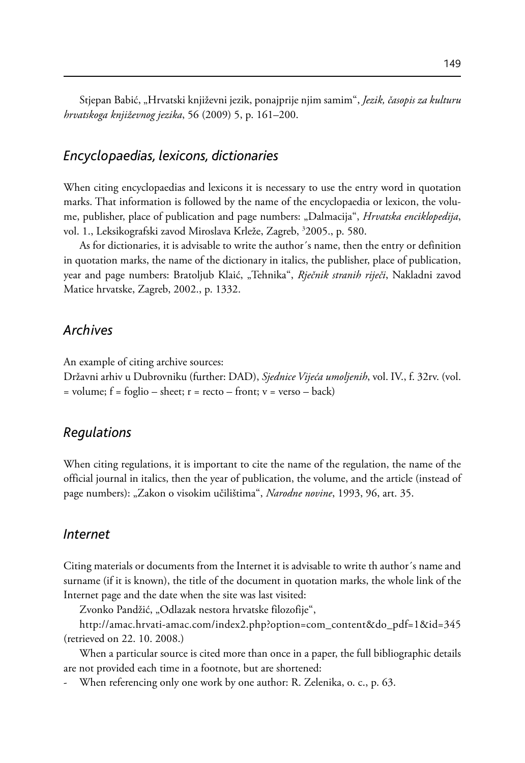Stjepan Babić, „Hrvatski književni jezik, ponajprije njim samim“, *Jezik, časopis za kulturu hrvatskoga književnog jezika*, 56 (2009) 5, p. 161–200.

## *Encyclopaedias, lexicons, dictionaries*

When citing encyclopaedias and lexicons it is necessary to use the entry word in quotation marks. That information is followed by the name of the encyclopaedia or lexicon, the volume, publisher, place of publication and page numbers: „Dalmacija“, *Hrvatska enciklopedija*, vol. 1., Leksikografski zavod Miroslava Krleže, Zagreb, $^3$2005., p. 580.

As for dictionaries, it is advisable to write the author´s name, then the entry or definition in quotation marks, the name of the dictionary in italics, the publisher, place of publication, year and page numbers: Bratoljub Klaić, „Tehnika“, *Rječnik stranih riječi*, Nakladni zavod Matice hrvatske, Zagreb, 2002., p. 1332.

## *Archives*

An example of citing archive sources:
Državni arhiv u Dubrovniku (further: DAD), *Sjednice Vijeća umoljenih*, vol. IV., f. 32rv. (vol. = volume; f = foglio – sheet; r = recto – front; v = verso – back)

## *Regulations*

When citing regulations, it is important to cite the name of the regulation, the name of the official journal in italics, then the year of publication, the volume, and the article (instead of page numbers): „Zakon o visokim učilištima“, *Narodne novine*, 1993, 96, art. 35.

## *Internet*

Citing materials or documents from the Internet it is advisable to write th author´s name and surname (if it is known), the title of the document in quotation marks, the whole link of the Internet page and the date when the site was last visited:

Zvonko Pandžić, „Odlazak nestora hrvatske filozofije“,

http://amac.hrvati-amac.com/index2.php?option=com_content&do_pdf=1&id=345 (retrieved on 22. 10. 2008.)

When a particular source is cited more than once in a paper, the full bibliographic details are not provided each time in a footnote, but are shortened:

- When referencing only one work by one author: R. Zelenika, o. c., p. 63.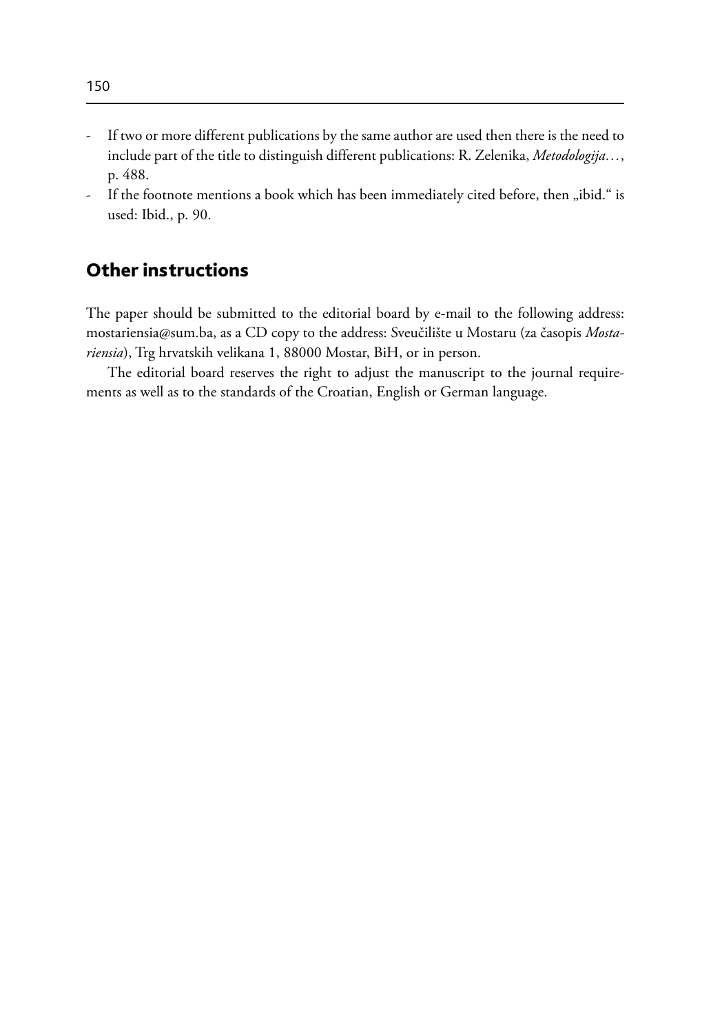- If two or more different publications by the same author are used then there is the need to include part of the title to distinguish different publications: R. Zelenika, *Metodologija…*, p. 488.
- If the footnote mentions a book which has been immediately cited before, then „ibid." is used: Ibid., p. 90.

## Other instructions

The paper should be submitted to the editorial board by e-mail to the following address: mostariensia@sum.ba, as a CD copy to the address: Sveučilište u Mostaru (za časopis *Mostariensia*), Trg hrvatskih velikana 1, 88000 Mostar, BiH, or in person.

The editorial board reserves the right to adjust the manuscript to the journal requirements as well as to the standards of the Croatian, English or German language.